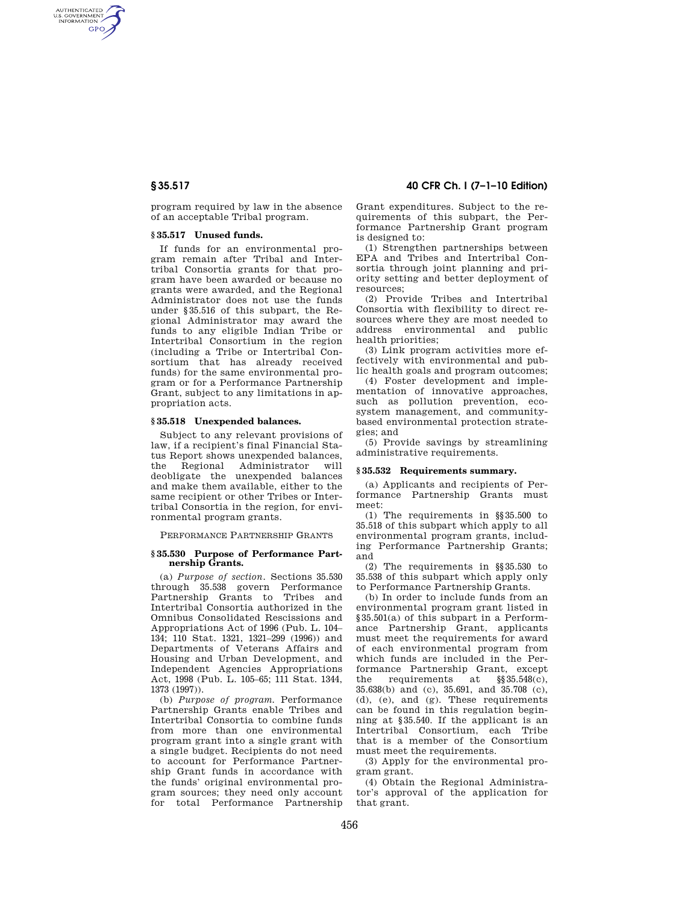program required by law in the absence of an acceptable Tribal program.

### § 35.517 Unused funds.

If funds for an environmental program remain after Tribal and Intertribal Consortia grants for that program have been awarded or because no grants were awarded, and the Regional Administrator does not use the funds under § 35.516 of this subpart, the Regional Administrator may award the funds to any eligible Indian Tribe or Intertribal Consortium in the region (including a Tribe or Intertribal Consortium that has already received funds) for the same environmental program or for a Performance Partnership Grant, subject to any limitations in appropriation acts.

### § 35.518 Unexpended balances.

Subject to any relevant provisions of law, if a recipient's final Financial Status Report shows unexpended balances, the Regional Administrator will deobligate the unexpended balances and make them available, either to the same recipient or other Tribes or Intertribal Consortia in the region, for environmental program grants.

## PERFORMANCE PARTNERSHIP GRANTS

### § 35.530 Purpose of Performance Partnership Grants.

(a) *Purpose of section.* Sections 35.530 through 35.538 govern Performance Partnership Grants to Tribes and Intertribal Consortia authorized in the Omnibus Consolidated Rescissions and Appropriations Act of 1996 (Pub. L. 104–134; 110 Stat. 1321, 1321–299 (1996)) and Departments of Veterans Affairs and Housing and Urban Development, and Independent Agencies Appropriations Act, 1998 (Pub. L. 105–65; 111 Stat. 1344, 1373 (1997)).

(b) *Purpose of program.* Performance Partnership Grants enable Tribes and Intertribal Consortia to combine funds from more than one environmental program grant into a single grant with a single budget. Recipients do not need to account for Performance Partnership Grant funds in accordance with the funds' original environmental program sources; they need only account for total Performance Partnership Grant expenditures. Subject to the requirements of this subpart, the Performance Partnership Grant program is designed to:

(1) Strengthen partnerships between EPA and Tribes and Intertribal Consortia through joint planning and priority setting and better deployment of resources;

(2) Provide Tribes and Intertribal Consortia with flexibility to direct resources where they are most needed to address environmental and public health priorities;

(3) Link program activities more effectively with environmental and public health goals and program outcomes;

(4) Foster development and implementation of innovative approaches, such as pollution prevention, ecosystem management, and community-based environmental protection strategies; and

(5) Provide savings by streamlining administrative requirements.

### § 35.532 Requirements summary.

(a) Applicants and recipients of Performance Partnership Grants must meet:

(1) The requirements in §§ 35.500 to 35.518 of this subpart which apply to all environmental program grants, including Performance Partnership Grants; and

(2) The requirements in §§ 35.530 to 35.538 of this subpart which apply only to Performance Partnership Grants.

(b) In order to include funds from an environmental program grant listed in § 35.501(a) of this subpart in a Performance Partnership Grant, applicants must meet the requirements for award of each environmental program from which funds are included in the Performance Partnership Grant, except the requirements at §§ 35.548(c), 35.638(b) and (c), 35.691, and 35.708 (c), (d), (e), and (g). These requirements can be found in this regulation beginning at § 35.540. If the applicant is an Intertribal Consortium, each Tribe that is a member of the Consortium must meet the requirements.

(3) Apply for the environmental program grant.

(4) Obtain the Regional Administrator's approval of the application for that grant.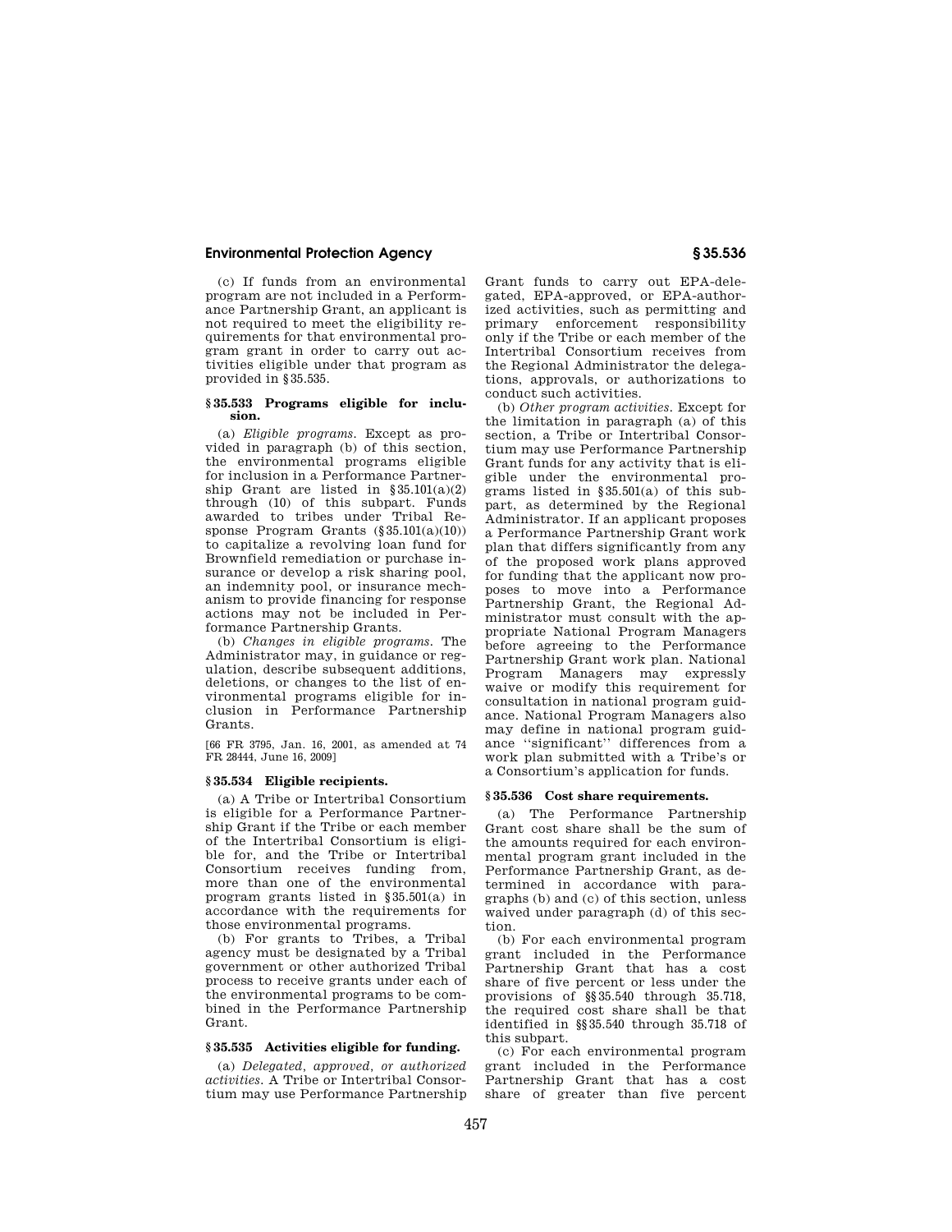(c) If funds from an environmental program are not included in a Performance Partnership Grant, an applicant is not required to meet the eligibility requirements for that environmental program grant in order to carry out activities eligible under that program as provided in §35.535.

### § 35.533 Programs eligible for inclusion.

(a) *Eligible programs.* Except as provided in paragraph (b) of this section, the environmental programs eligible for inclusion in a Performance Partnership Grant are listed in §35.101(a)(2) through (10) of this subpart. Funds awarded to tribes under Tribal Response Program Grants (§35.101(a)(10)) to capitalize a revolving loan fund for Brownfield remediation or purchase insurance or develop a risk sharing pool, an indemnity pool, or insurance mechanism to provide financing for response actions may not be included in Performance Partnership Grants.

(b) *Changes in eligible programs.* The Administrator may, in guidance or regulation, describe subsequent additions, deletions, or changes to the list of environmental programs eligible for inclusion in Performance Partnership Grants.

[66 FR 3795, Jan. 16, 2001, as amended at 74 FR 28444, June 16, 2009]

### § 35.534 Eligible recipients.

(a) A Tribe or Intertribal Consortium is eligible for a Performance Partnership Grant if the Tribe or each member of the Intertribal Consortium is eligible for, and the Tribe or Intertribal Consortium receives funding from, more than one of the environmental program grants listed in §35.501(a) in accordance with the requirements for those environmental programs.

(b) For grants to Tribes, a Tribal agency must be designated by a Tribal government or other authorized Tribal process to receive grants under each of the environmental programs to be combined in the Performance Partnership Grant.

### § 35.535 Activities eligible for funding.

(a) *Delegated, approved, or authorized activities.* A Tribe or Intertribal Consortium may use Performance Partnership Grant funds to carry out EPA-delegated, EPA-approved, or EPA-authorized activities, such as permitting and primary enforcement responsibility only if the Tribe or each member of the Intertribal Consortium receives from the Regional Administrator the delegations, approvals, or authorizations to conduct such activities.

(b) *Other program activities.* Except for the limitation in paragraph (a) of this section, a Tribe or Intertribal Consortium may use Performance Partnership Grant funds for any activity that is eligible under the environmental programs listed in §35.501(a) of this subpart, as determined by the Regional Administrator. If an applicant proposes a Performance Partnership Grant work plan that differs significantly from any of the proposed work plans approved for funding that the applicant now proposes to move into a Performance Partnership Grant, the Regional Administrator must consult with the appropriate National Program Managers before agreeing to the Performance Partnership Grant work plan. National Program Managers may expressly waive or modify this requirement for consultation in national program guidance. National Program Managers also may define in national program guidance ''significant'' differences from a work plan submitted with a Tribe's or a Consortium's application for funds.

### § 35.536 Cost share requirements.

(a) The Performance Partnership Grant cost share shall be the sum of the amounts required for each environmental program grant included in the Performance Partnership Grant, as determined in accordance with paragraphs (b) and (c) of this section, unless waived under paragraph (d) of this section.

(b) For each environmental program grant included in the Performance Partnership Grant that has a cost share of five percent or less under the provisions of §§35.540 through 35.718, the required cost share shall be that identified in §§35.540 through 35.718 of this subpart.

(c) For each environmental program grant included in the Performance Partnership Grant that has a cost share of greater than five percent